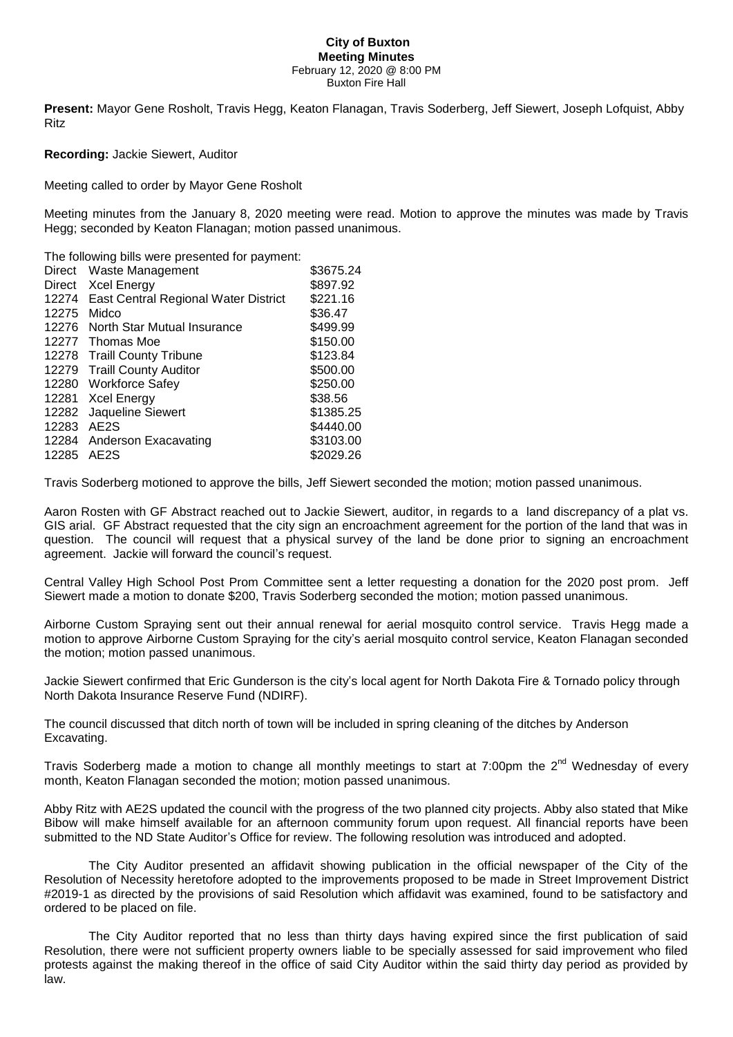**City of Buxton**
**Meeting Minutes**
February 12, 2020 @ 8:00 PM
Buxton Fire Hall

**Present:** Mayor Gene Rosholt, Travis Hegg, Keaton Flanagan, Travis Soderberg, Jeff Siewert, Joseph Lofquist, Abby Ritz

**Recording:** Jackie Siewert, Auditor

Meeting called to order by Mayor Gene Rosholt

Meeting minutes from the January 8, 2020 meeting were read. Motion to approve the minutes was made by Travis Hegg; seconded by Keaton Flanagan; motion passed unanimous.

The following bills were presented for payment:

| | | |
|---|---|---|
| Direct | Waste Management | \$3675.24 |
| Direct | Xcel Energy | \$897.92 |
| 12274 | East Central Regional Water District | \$221.16 |
| 12275 | Midco | \$36.47 |
| 12276 | North Star Mutual Insurance | \$499.99 |
| 12277 | Thomas Moe | \$150.00 |
| 12278 | Traill County Tribune | \$123.84 |
| 12279 | Traill County Auditor | \$500.00 |
| 12280 | Workforce Safey | \$250.00 |
| 12281 | Xcel Energy | \$38.56 |
| 12282 | Jaqueline Siewert | \$1385.25 |
| 12283 | AE2S | \$4440.00 |
| 12284 | Anderson Exacavating | \$3103.00 |
| 12285 | AE2S | \$2029.26 |

Travis Soderberg motioned to approve the bills, Jeff Siewert seconded the motion; motion passed unanimous.

Aaron Rosten with GF Abstract reached out to Jackie Siewert, auditor, in regards to a land discrepancy of a plat vs. GIS arial. GF Abstract requested that the city sign an encroachment agreement for the portion of the land that was in question. The council will request that a physical survey of the land be done prior to signing an encroachment agreement. Jackie will forward the council's request.

Central Valley High School Post Prom Committee sent a letter requesting a donation for the 2020 post prom. Jeff Siewert made a motion to donate \$200, Travis Soderberg seconded the motion; motion passed unanimous.

Airborne Custom Spraying sent out their annual renewal for aerial mosquito control service. Travis Hegg made a motion to approve Airborne Custom Spraying for the city's aerial mosquito control service, Keaton Flanagan seconded the motion; motion passed unanimous.

Jackie Siewert confirmed that Eric Gunderson is the city's local agent for North Dakota Fire & Tornado policy through North Dakota Insurance Reserve Fund (NDIRF).

The council discussed that ditch north of town will be included in spring cleaning of the ditches by Anderson Excavating.

Travis Soderberg made a motion to change all monthly meetings to start at 7:00pm the 2nd Wednesday of every month, Keaton Flanagan seconded the motion; motion passed unanimous.

Abby Ritz with AE2S updated the council with the progress of the two planned city projects. Abby also stated that Mike Bibow will make himself available for an afternoon community forum upon request. All financial reports have been submitted to the ND State Auditor's Office for review. The following resolution was introduced and adopted.

The City Auditor presented an affidavit showing publication in the official newspaper of the City of the Resolution of Necessity heretofore adopted to the improvements proposed to be made in Street Improvement District #2019-1 as directed by the provisions of said Resolution which affidavit was examined, found to be satisfactory and ordered to be placed on file.

The City Auditor reported that no less than thirty days having expired since the first publication of said Resolution, there were not sufficient property owners liable to be specially assessed for said improvement who filed protests against the making thereof in the office of said City Auditor within the said thirty day period as provided by law.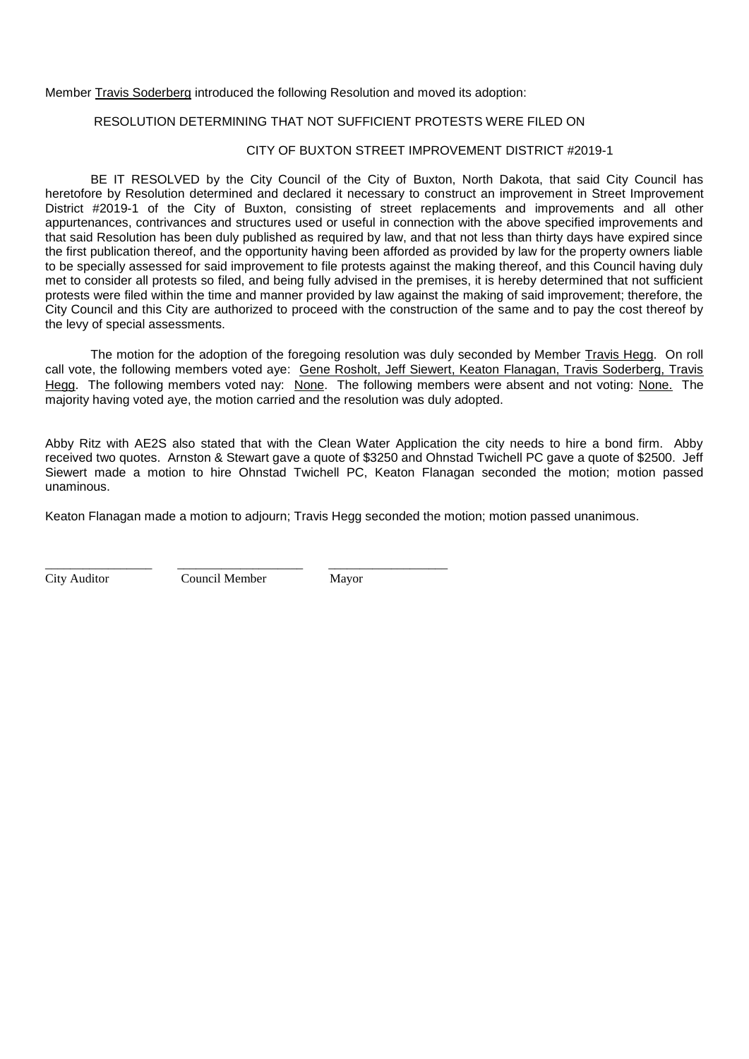Member Travis Soderberg introduced the following Resolution and moved its adoption:

RESOLUTION DETERMINING THAT NOT SUFFICIENT PROTESTS WERE FILED ON

CITY OF BUXTON STREET IMPROVEMENT DISTRICT #2019-1

BE IT RESOLVED by the City Council of the City of Buxton, North Dakota, that said City Council has heretofore by Resolution determined and declared it necessary to construct an improvement in Street Improvement District #2019-1 of the City of Buxton, consisting of street replacements and improvements and all other appurtenances, contrivances and structures used or useful in connection with the above specified improvements and that said Resolution has been duly published as required by law, and that not less than thirty days have expired since the first publication thereof, and the opportunity having been afforded as provided by law for the property owners liable to be specially assessed for said improvement to file protests against the making thereof, and this Council having duly met to consider all protests so filed, and being fully advised in the premises, it is hereby determined that not sufficient protests were filed within the time and manner provided by law against the making of said improvement; therefore, the City Council and this City are authorized to proceed with the construction of the same and to pay the cost thereof by the levy of special assessments.

The motion for the adoption of the foregoing resolution was duly seconded by Member Travis Hegg. On roll call vote, the following members voted aye: Gene Rosholt, Jeff Siewert, Keaton Flanagan, Travis Soderberg, Travis Hegg. The following members voted nay: None. The following members were absent and not voting: None. The majority having voted aye, the motion carried and the resolution was duly adopted.

Abby Ritz with AE2S also stated that with the Clean Water Application the city needs to hire a bond firm. Abby received two quotes. Arnston & Stewart gave a quote of $3250 and Ohnstad Twichell PC gave a quote of $2500. Jeff Siewert made a motion to hire Ohnstad Twichell PC, Keaton Flanagan seconded the motion; motion passed unaminous.

Keaton Flanagan made a motion to adjourn; Travis Hegg seconded the motion; motion passed unanimous.

\_\_\_\_\_\_\_\_\_\_\_\_\_\_\_\_ \_\_\_\_\_\_\_\_\_\_\_\_\_\_\_\_\_\_\_ \_\_\_\_\_\_\_\_\_\_\_\_\_\_\_\_\_\_

City Auditor Council Member Mayor